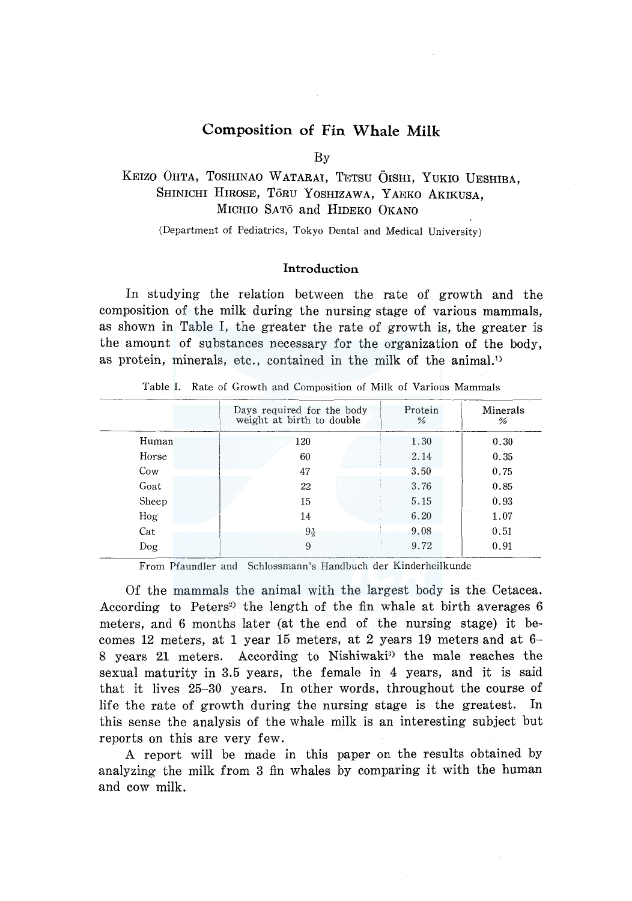# Composition of Fin Whale Milk

By

KEIZO OHTA, TOSHINAO WATARAI, TETSU ŌISHI, YUKIO UESHIBA, SHINICHI HIROSE, TŌRU YOSHIZAWA, YAEKO AKIKUSA, MICHIO SATŌ and HIDEKO OKANO

(Department of Pediatrics, Tokyo Dental and Medical University)

## Introduction

In studying the relation between the rate of growth and the composition of the milk during the nursing stage of various mammals, as shown in Table I, the greater the rate of growth is, the greater is the amount of substances necessary for the organization of the body, as protein, minerals, etc., contained in the milk of the animal.[1]

Table I. Rate of Growth and Composition of Milk of Various Mammals

| | Days required for the body weight at birth to double | Protein % | Minerals % |
|---|---|---|---|
| Human | 120 | 1.30 | 0.30 |
| Horse | 60 | 2.14 | 0.35 |
| Cow | 47 | 3.50 | 0.75 |
| Goat | 22 | 3.76 | 0.85 |
| Sheep | 15 | 5.15 | 0.93 |
| Hog | 14 | 6.20 | 1.07 |
| Cat | 9½ | 9.08 | 0.51 |
| Dog | 9 | 9.72 | 0.91 |

From Pfaundler and Schlossmann's Handbuch der Kinderheilkunde

Of the mammals the animal with the largest body is the Cetacea. According to Peters[2] the length of the fin whale at birth averages 6 meters, and 6 months later (at the end of the nursing stage) it becomes 12 meters, at 1 year 15 meters, at 2 years 19 meters and at 6–8 years 21 meters. According to Nishiwaki[3] the male reaches the sexual maturity in 3.5 years, the female in 4 years, and it is said that it lives 25–30 years. In other words, throughout the course of life the rate of growth during the nursing stage is the greatest. In this sense the analysis of the whale milk is an interesting subject but reports on this are very few.

A report will be made in this paper on the results obtained by analyzing the milk from 3 fin whales by comparing it with the human and cow milk.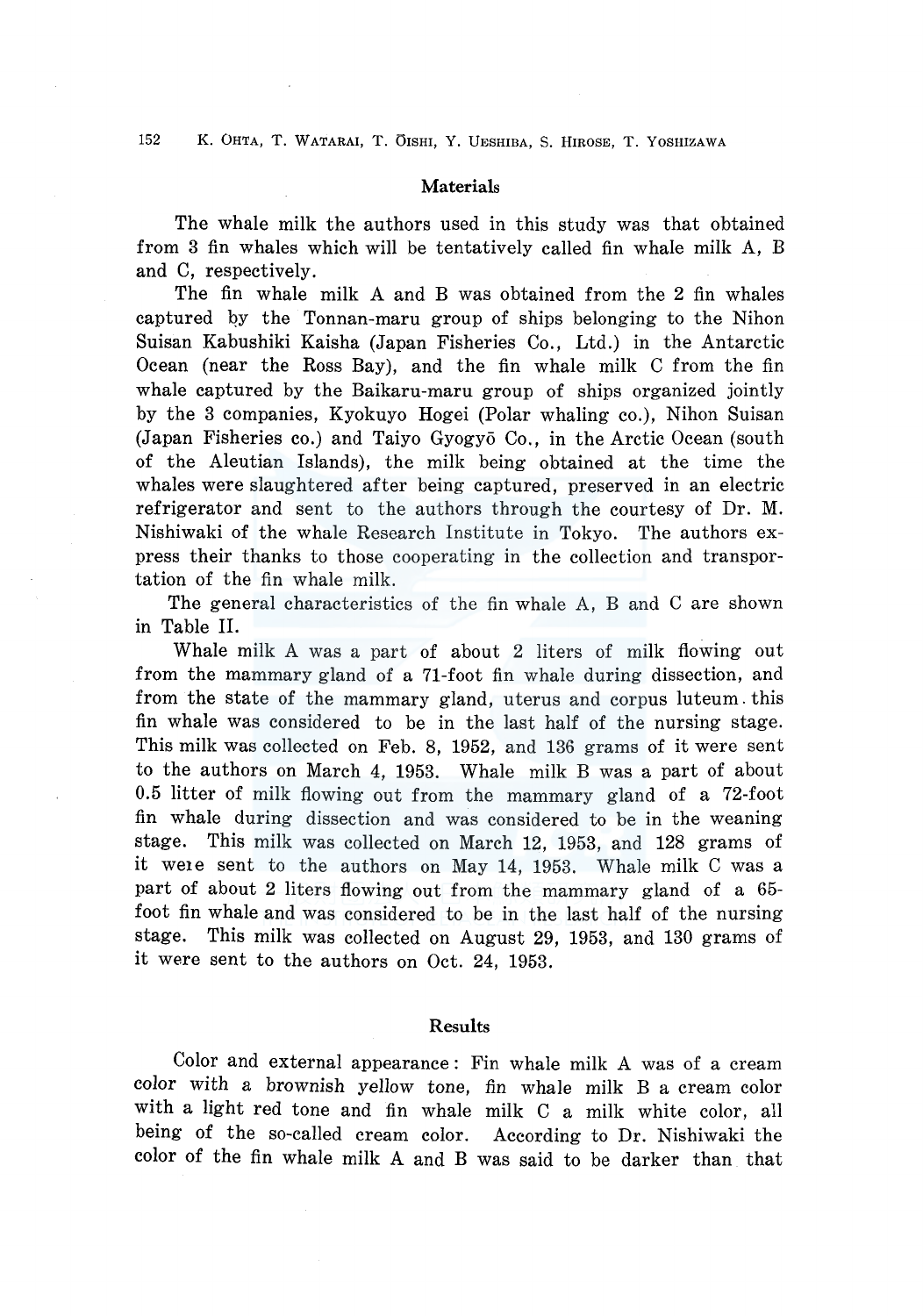## Materials

The whale milk the authors used in this study was that obtained from 3 fin whales which will be tentatively called fin whale milk A, B and C, respectively.

The fin whale milk A and B was obtained from the 2 fin whales captured by the Tonnan-maru group of ships belonging to the Nihon Suisan Kabushiki Kaisha (Japan Fisheries Co., Ltd.) in the Antarctic Ocean (near the Ross Bay), and the fin whale milk C from the fin whale captured by the Baikaru-maru group of ships organized jointly by the 3 companies, Kyokuyo Hogei (Polar whaling co.), Nihon Suisan (Japan Fisheries co.) and Taiyo Gyogyō Co., in the Arctic Ocean (south of the Aleutian Islands), the milk being obtained at the time the whales were slaughtered after being captured, preserved in an electric refrigerator and sent to the authors through the courtesy of Dr. M. Nishiwaki of the whale Research Institute in Tokyo. The authors express their thanks to those cooperating in the collection and transportation of the fin whale milk.

The general characteristics of the fin whale A, B and C are shown in Table II.

Whale milk A was a part of about 2 liters of milk flowing out from the mammary gland of a 71-foot fin whale during dissection, and from the state of the mammary gland, uterus and corpus luteum. this fin whale was considered to be in the last half of the nursing stage. This milk was collected on Feb. 8, 1952, and 136 grams of it were sent to the authors on March 4, 1953. Whale milk B was a part of about 0.5 litter of milk flowing out from the mammary gland of a 72-foot fin whale during dissection and was considered to be in the weaning stage. This milk was collected on March 12, 1953, and 128 grams of it weie sent to the authors on May 14, 1953. Whale milk C was a part of about 2 liters flowing out from the mammary gland of a 65-foot fin whale and was considered to be in the last half of the nursing stage. This milk was collected on August 29, 1953, and 130 grams of it were sent to the authors on Oct. 24, 1953.

## Results

Color and external appearance: Fin whale milk A was of a cream color with a brownish yellow tone, fin whale milk B a cream color with a light red tone and fin whale milk C a milk white color, all being of the so-called cream color. According to Dr. Nishiwaki the color of the fin whale milk A and B was said to be darker than that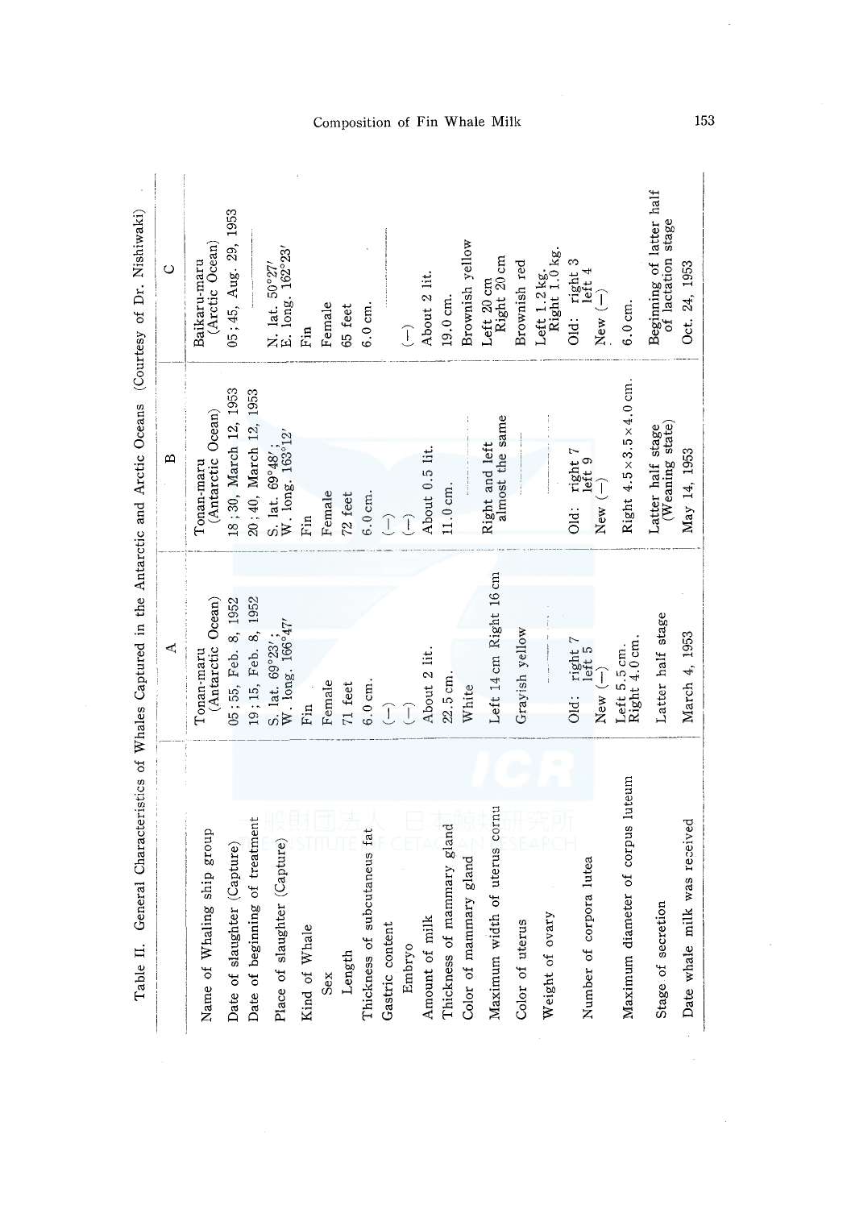Table II. General Characteristics of Whales Captured in the Antarctic and Arctic Oceans (Courtesy of Dr. Nishiwaki)

| | A | B | C |
|---|---|---|---|
| Name of Whaling ship group | Tonan-maru (Antarctic Ocean) | Tonan-maru (Antarctic Ocean) | Baikaru-maru (Arctic Ocean) |
| Date of slaughter (Capture) | 05; 55, Feb. 8, 1952 | 18; 30, March 12, 1953 | 05; 45, Aug. 29, 1953 |
| Date of beginning of treatment | 19; 15, Feb. 8, 1952 | 20; 40, March 12, 1953 | |
| Place of slaughter (Capture) | S. lat. 69°23′; W. long. 166°47′ | S. lat. 69°48′; W. long. 163°12′ | N. lat. 50°27′ E. long. 162°23′ |
| Kind of Whale | Fin | Fin | Fin |
| Sex | Female | Female | Female |
| Length | 71 feet | 72 feet | 65 feet |
| Thickness of subcutaneus fat | 6.0 cm. | 6.0 cm. | 6.0 cm. |
| Gastric content | (−) | (−) | |
| Embryo | (−) | (−) | (−) |
| Amount of milk | About 2 lit. | About 0.5 lit. | About 2 lit. |
| Thickness of mammary gland | 22.5 cm. | 11.0 cm. | 19.0 cm. |
| Color of mammary gland | White | | Brownish yellow |
| Maximum width of uterus cornu | Left 14 cm Right 16 cm | Right and left almost the same | Left 20 cm Right 20 cm |
| Color of uterus | Grayish yellow | | Brownish red |
| Weight of ovary | | | Left 1.2 kg. Right 1.0 kg. |
| Number of corpora lutea | Old: right 7 left 5 New (−) | Old: right 7 left 9 New (−) | Old: right 3 left 4 New (−) |
| Maximum diameter of corpus luteum | Left 5.5 cm. Right 4.0 cm. | Right 4.5×3.5×4.0 cm. | 6.0 cm. |
| Stage of secretion | Latter half stage | Latter half stage (Weaning state) | Beginning of latter half of lactation stage |
| Date whale milk was received | March 4, 1953 | May 14, 1953 | Oct. 24, 1953 |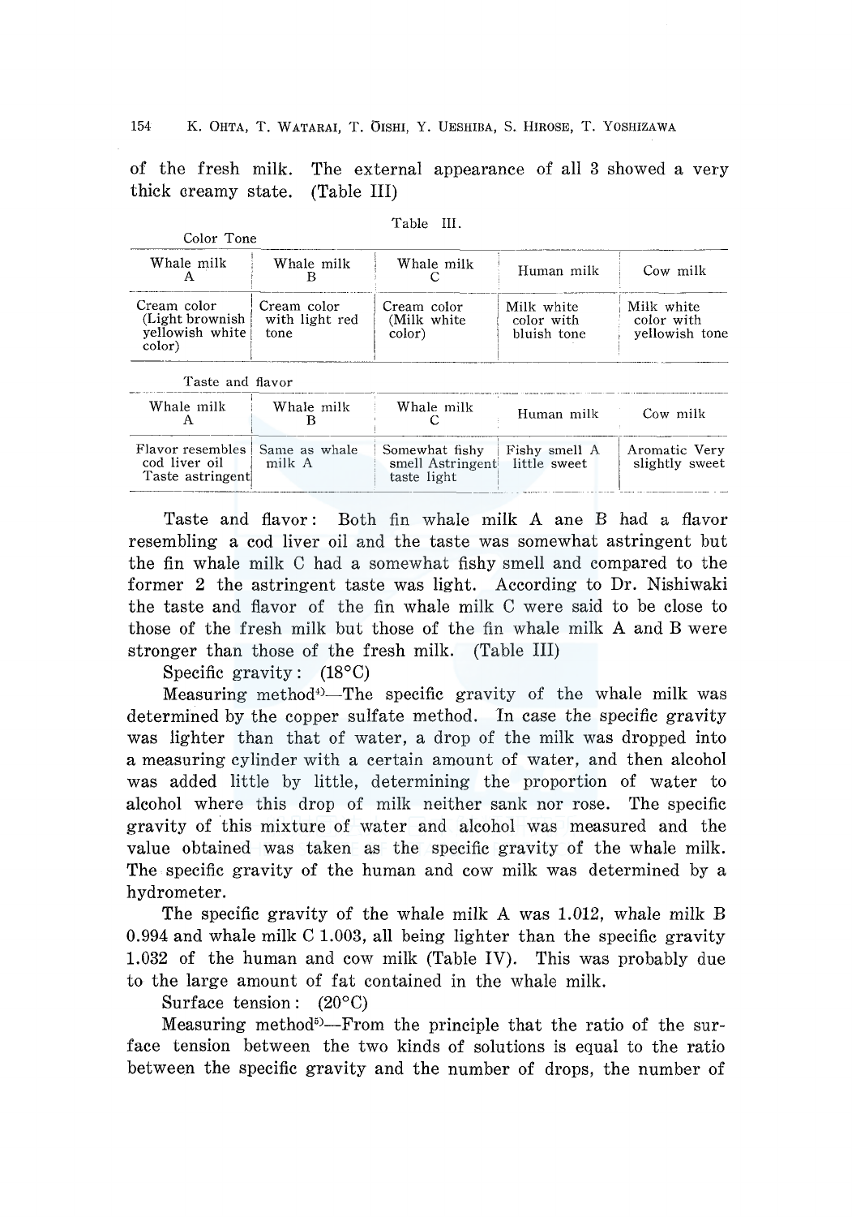of the fresh milk. The external appearance of all 3 showed a very thick creamy state. (Table III)

Table III.

Color Tone

| Whale milk A | Whale milk B | Whale milk C | Human milk | Cow milk |
|---|---|---|---|---|
| Cream color (Light brownish yellowish white color) | Cream color with light red tone | Cream color (Milk white color) | Milk white color with bluish tone | Milk white color with yellowish tone |

Taste and flavor

| Whale milk A | Whale milk B | Whale milk C | Human milk | Cow milk |
|---|---|---|---|---|
| Flavor resembles cod liver oil Taste astringent | Same as whale milk A | Somewhat fishy smell Astringent taste light | Fishy smell A little sweet | Aromatic Very slightly sweet |

Taste and flavor: Both fin whale milk A ane B had a flavor resembling a cod liver oil and the taste was somewhat astringent but the fin whale milk C had a somewhat fishy smell and compared to the former 2 the astringent taste was light. According to Dr. Nishiwaki the taste and flavor of the fin whale milk C were said to be close to those of the fresh milk but those of the fin whale milk A and B were stronger than those of the fresh milk. (Table III)

Specific gravity: (18°C)

Measuring method[4]—The specific gravity of the whale milk was determined by the copper sulfate method. In case the specific gravity was lighter than that of water, a drop of the milk was dropped into a measuring cylinder with a certain amount of water, and then alcohol was added little by little, determining the proportion of water to alcohol where this drop of milk neither sank nor rose. The specific gravity of this mixture of water and alcohol was measured and the value obtained was taken as the specific gravity of the whale milk. The specific gravity of the human and cow milk was determined by a hydrometer.

The specific gravity of the whale milk A was 1.012, whale milk B 0.994 and whale milk C 1.003, all being lighter than the specific gravity 1.032 of the human and cow milk (Table IV). This was probably due to the large amount of fat contained in the whale milk.

Surface tension: (20°C)

Measuring method[5]—From the principle that the ratio of the surface tension between the two kinds of solutions is equal to the ratio between the specific gravity and the number of drops, the number of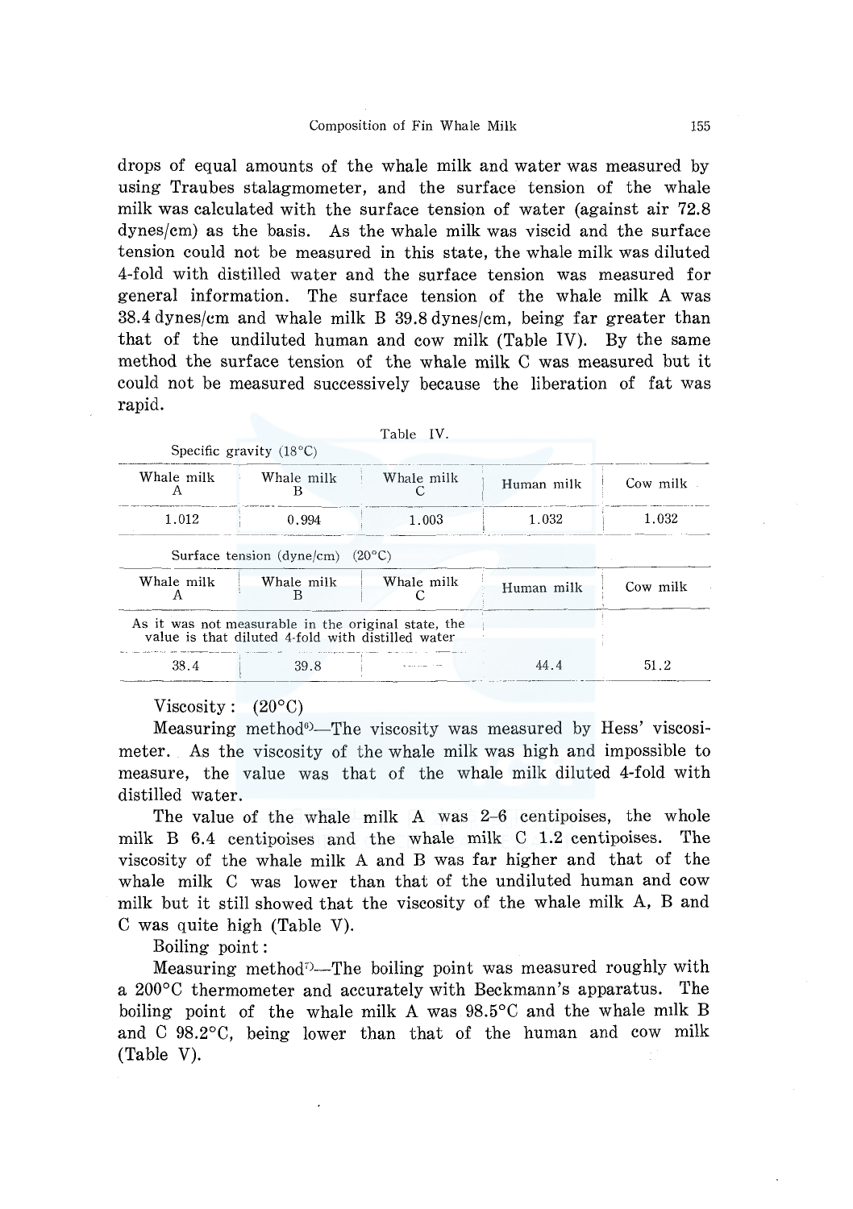drops of equal amounts of the whale milk and water was measured by using Traubes stalagmometer, and the surface tension of the whale milk was calculated with the surface tension of water (against air 72.8 dynes/cm) as the basis. As the whale milk was viscid and the surface tension could not be measured in this state, the whale milk was diluted 4-fold with distilled water and the surface tension was measured for general information. The surface tension of the whale milk A was 38.4 dynes/cm and whale milk B 39.8 dynes/cm, being far greater than that of the undiluted human and cow milk (Table IV). By the same method the surface tension of the whale milk C was measured but it could not be measured successively because the liberation of fat was rapid.

Table IV.

Specific gravity (18°C)

| Whale milk A | Whale milk B | Whale milk C | Human milk | Cow milk |
|---|---|---|---|---|
| 1.012 | 0.994 | 1.003 | 1.032 | 1.032 |

Surface tension (dyne/cm) (20°C)

| Whale milk A | Whale milk B | Whale milk C | Human milk | Cow milk |
|---|---|---|---|---|
| As it was not measurable in the original state, the value is that diluted 4-fold with distilled water | | | | |
| 38.4 | 39.8 | ------ | 44.4 | 51.2 |

Viscosity: (20°C)

Measuring method[6]—The viscosity was measured by Hess' viscosimeter. As the viscosity of the whale milk was high and impossible to measure, the value was that of the whale milk diluted 4-fold with distilled water.

The value of the whale milk A was 2–6 centipoises, the whole milk B 6.4 centipoises and the whale milk C 1.2 centipoises. The viscosity of the whale milk A and B was far higher and that of the whale milk C was lower than that of the undiluted human and cow milk but it still showed that the viscosity of the whale milk A, B and C was quite high (Table V).

Boiling point:

Measuring method[7]—The boiling point was measured roughly with a 200°C thermometer and accurately with Beckmann's apparatus. The boiling point of the whale milk A was 98.5°C and the whale milk B and C 98.2°C, being lower than that of the human and cow milk (Table V).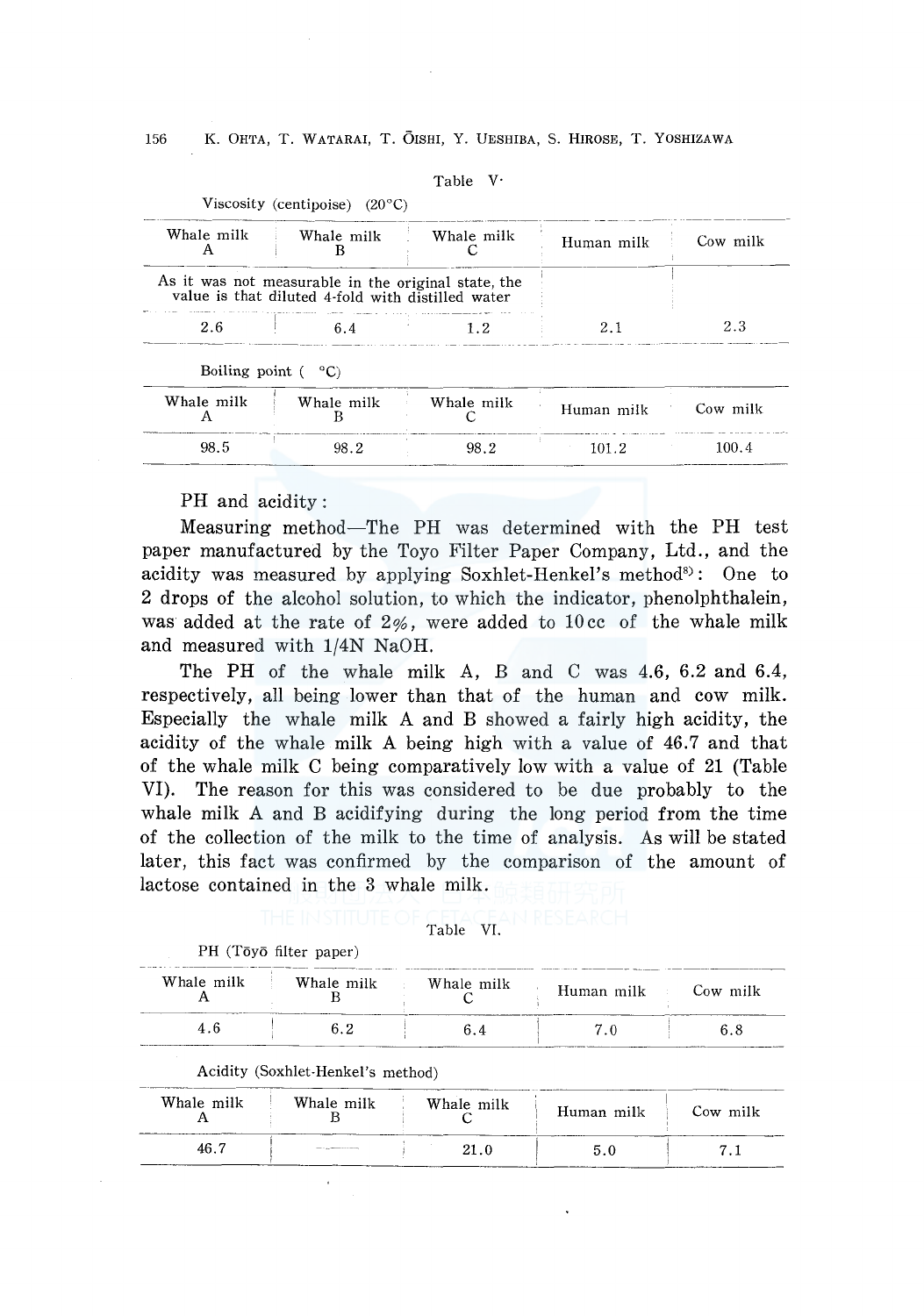Table V·

Viscosity (centipoise) (20°C)

| Whale milk A | Whale milk B | Whale milk C | Human milk | Cow milk |
|---|---|---|---|---|
| As it was not measurable in the original state, the value is that diluted 4-fold with distilled water | | | | |
| 2.6 | 6.4 | 1.2 | 2.1 | 2.3 |

Boiling point ( °C)

| Whale milk A | Whale milk B | Whale milk C | Human milk | Cow milk |
|---|---|---|---|---|
| 98.5 | 98.2 | 98.2 | 101.2 | 100.4 |

PH and acidity:

Measuring method—The PH was determined with the PH test paper manufactured by the Toyo Filter Paper Company, Ltd., and the acidity was measured by applying Soxhlet-Henkel's method[8]: One to 2 drops of the alcohol solution, to which the indicator, phenolphthalein, was added at the rate of 2%, were added to 10 cc of the whale milk and measured with 1/4N NaOH.

The PH of the whale milk A, B and C was 4.6, 6.2 and 6.4, respectively, all being lower than that of the human and cow milk. Especially the whale milk A and B showed a fairly high acidity, the acidity of the whale milk A being high with a value of 46.7 and that of the whale milk C being comparatively low with a value of 21 (Table VI). The reason for this was considered to be due probably to the whale milk A and B acidifying during the long period from the time of the collection of the milk to the time of analysis. As will be stated later, this fact was confirmed by the comparison of the amount of lactose contained in the 3 whale milk.

Table VI.

PH (Tōyō filter paper)

| Whale milk A | Whale milk B | Whale milk C | Human milk | Cow milk |
|---|---|---|---|---|
| 4.6 | 6.2 | 6.4 | 7.0 | 6.8 |

Acidity (Soxhlet-Henkel's method)

| Whale milk A | Whale milk B | Whale milk C | Human milk | Cow milk |
|---|---|---|---|---|
| 46.7 | —— | 21.0 | 5.0 | 7.1 |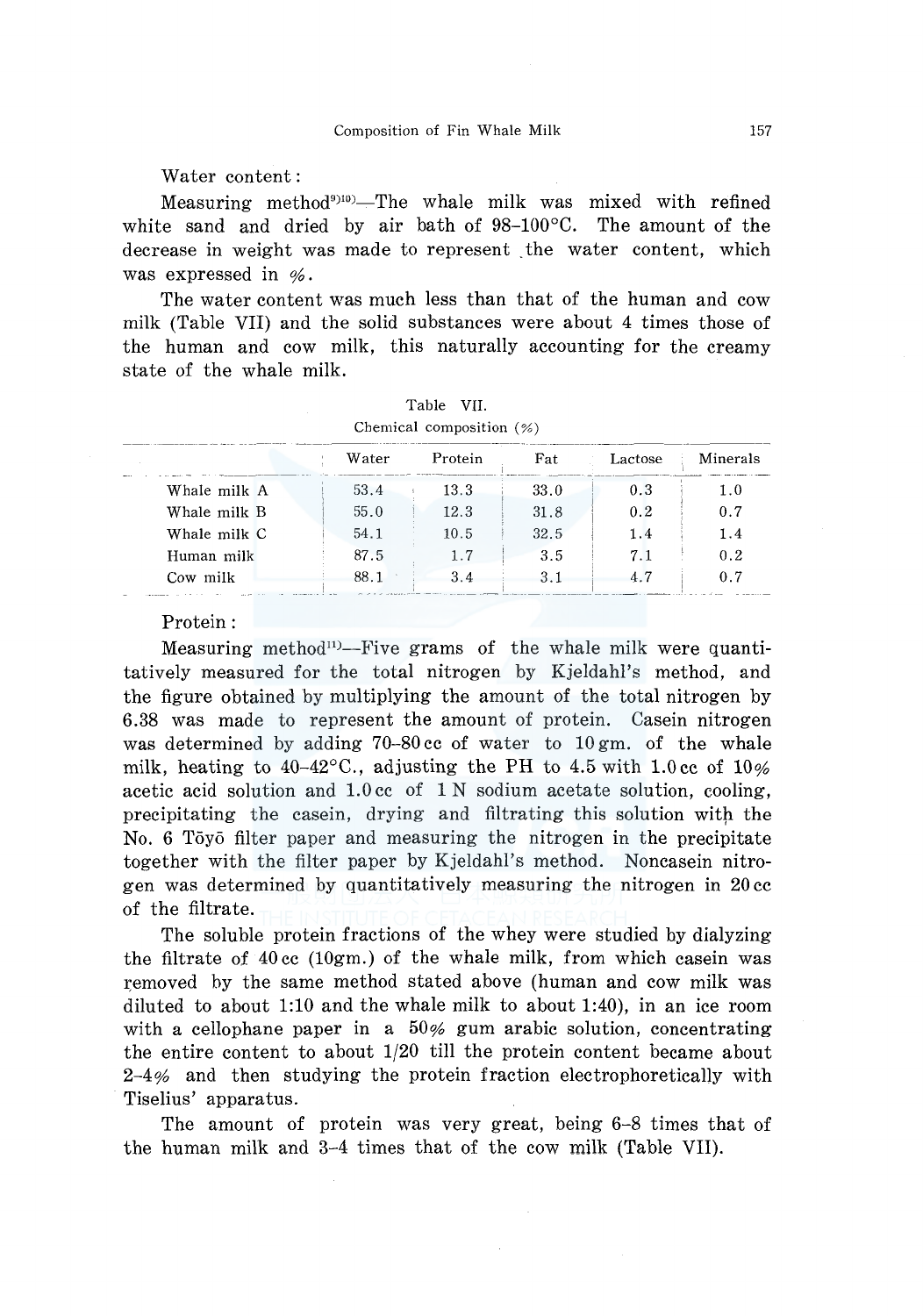Water content:

Measuring method[9)10)]—The whale milk was mixed with refined white sand and dried by air bath of 98–100°C. The amount of the decrease in weight was made to represent the water content, which was expressed in %.

The water content was much less than that of the human and cow milk (Table VII) and the solid substances were about 4 times those of the human and cow milk, this naturally accounting for the creamy state of the whale milk.

Table VII.
Chemical composition (%)

| | Water | Protein | Fat | Lactose | Minerals |
|---|---|---|---|---|---|
| Whale milk A | 53.4 | 13.3 | 33.0 | 0.3 | 1.0 |
| Whale milk B | 55.0 | 12.3 | 31.8 | 0.2 | 0.7 |
| Whale milk C | 54.1 | 10.5 | 32.5 | 1.4 | 1.4 |
| Human milk | 87.5 | 1.7 | 3.5 | 7.1 | 0.2 |
| Cow milk | 88.1 | 3.4 | 3.1 | 4.7 | 0.7 |

Protein:

Measuring method[11)]—Five grams of the whale milk were quantitatively measured for the total nitrogen by Kjeldahl's method, and the figure obtained by multiplying the amount of the total nitrogen by 6.38 was made to represent the amount of protein. Casein nitrogen was determined by adding 70–80 cc of water to 10 gm. of the whale milk, heating to 40–42°C., adjusting the PH to 4.5 with 1.0 cc of 10% acetic acid solution and 1.0 cc of 1 N sodium acetate solution, cooling, precipitating the casein, drying and filtrating this solution with the No. 6 Tōyō filter paper and measuring the nitrogen in the precipitate together with the filter paper by Kjeldahl's method. Noncasein nitrogen was determined by quantitatively measuring the nitrogen in 20 cc of the filtrate.

The soluble protein fractions of the whey were studied by dialyzing the filtrate of 40 cc (10gm.) of the whale milk, from which casein was removed by the same method stated above (human and cow milk was diluted to about 1:10 and the whale milk to about 1:40), in an ice room with a cellophane paper in a 50% gum arabic solution, concentrating the entire content to about 1/20 till the protein content became about 2–4% and then studying the protein fraction electrophoretically with Tiselius' apparatus.

The amount of protein was very great, being 6–8 times that of the human milk and 3–4 times that of the cow milk (Table VII).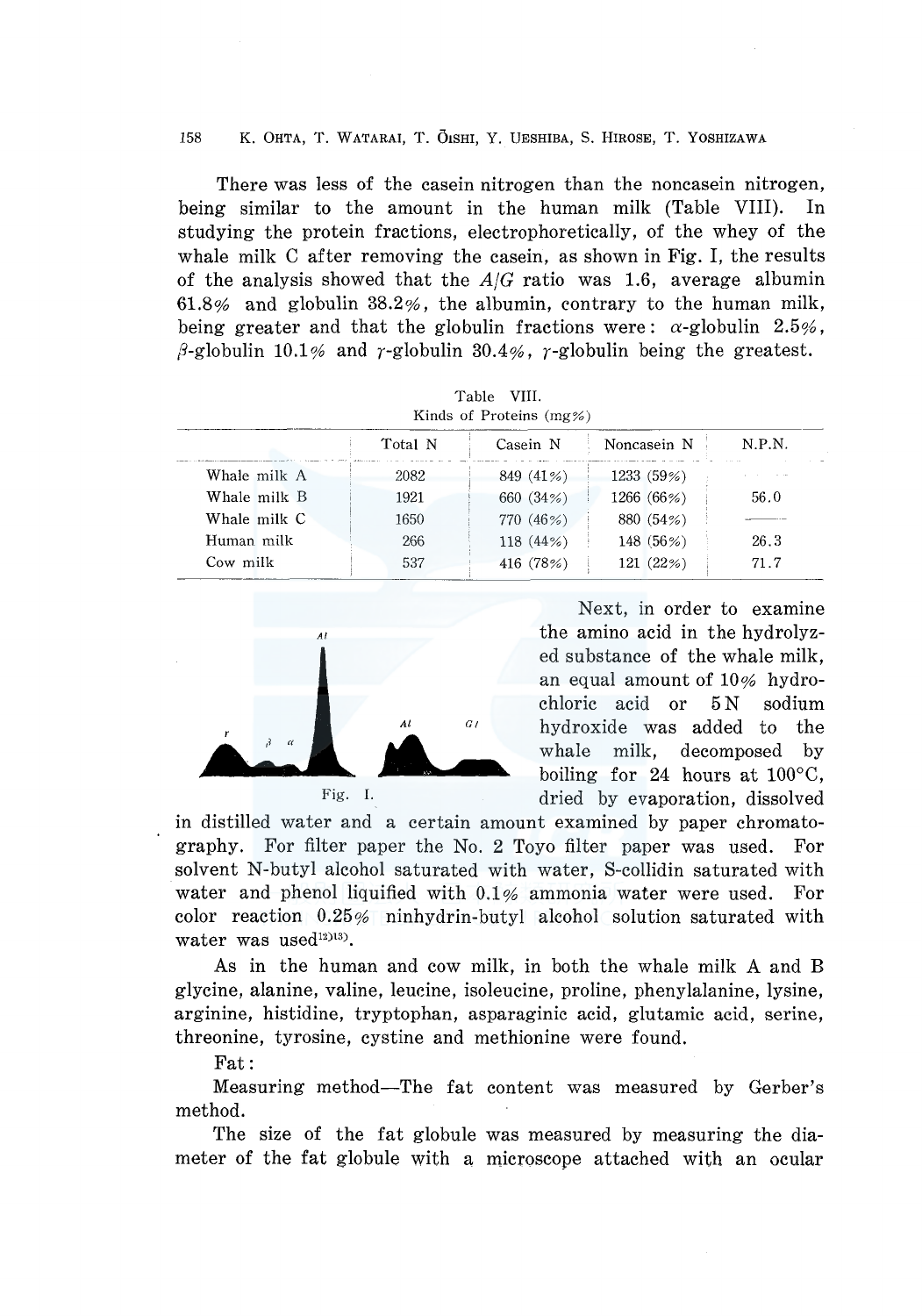There was less of the casein nitrogen than the noncasein nitrogen, being similar to the amount in the human milk (Table VIII). In studying the protein fractions, electrophoretically, of the whey of the whale milk C after removing the casein, as shown in Fig. I, the results of the analysis showed that the $A/G$ ratio was 1.6, average albumin 61.8% and globulin 38.2%, the albumin, contrary to the human milk, being greater and that the globulin fractions were: $\alpha$-globulin 2.5%, $\beta$-globulin 10.1% and $\gamma$-globulin 30.4%, $\gamma$-globulin being the greatest.

Table VIII.
Kinds of Proteins (mg%)

| | Total N | Casein N | Noncasein N | N.P.N. |
|---|---|---|---|---|
| Whale milk A | 2082 | 849 (41%) | 1233 (59%) | |
| Whale milk B | 1921 | 660 (34%) | 1266 (66%) | 56.0 |
| Whale milk C | 1650 | 770 (46%) | 880 (54%) | — |
| Human milk | 266 | 118 (44%) | 148 (56%) | 26.3 |
| Cow milk | 537 | 416 (78%) | 121 (22%) | 71.7 |

Fig. I.

Next, in order to examine the amino acid in the hydrolyzed substance of the whale milk, an equal amount of 10% hydrochloric acid or 5 N sodium hydroxide was added to the whale milk, decomposed by boiling for 24 hours at 100°C, dried by evaporation, dissolved in distilled water and a certain amount examined by paper chromatography. For filter paper the No. 2 Toyo filter paper was used. For solvent N-butyl alcohol saturated with water, S-collidin saturated with water and phenol liquified with 0.1% ammonia water were used. For color reaction 0.25% ninhydrin-butyl alcohol solution saturated with water was used[12)13)].

As in the human and cow milk, in both the whale milk A and B glycine, alanine, valine, leucine, isoleucine, proline, phenylalanine, lysine, arginine, histidine, tryptophan, asparaginic acid, glutamic acid, serine, threonine, tyrosine, cystine and methionine were found.

Fat:

Measuring method—The fat content was measured by Gerber's method.

The size of the fat globule was measured by measuring the diameter of the fat globule with a microscope attached with an ocular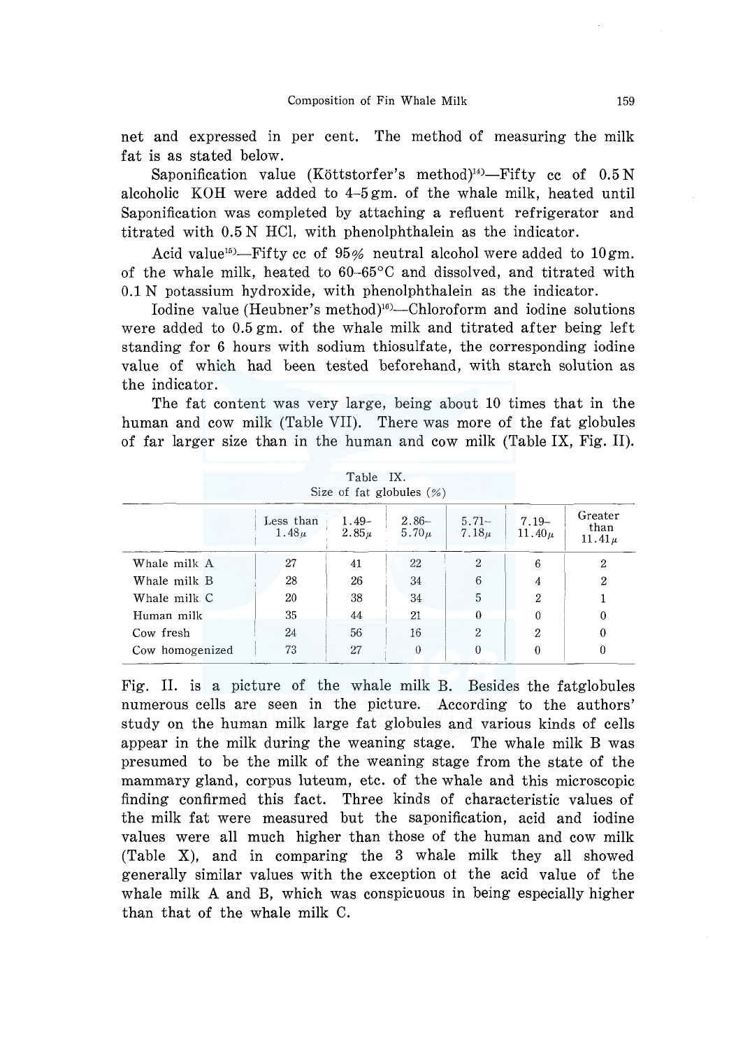net and expressed in per cent. The method of measuring the milk fat is as stated below.

Saponification value (Köttstorfer's method)[14]—Fifty cc of 0.5 N alcoholic KOH were added to 4–5 gm. of the whale milk, heated until Saponification was completed by attaching a refluent refrigerator and titrated with 0.5 N HCl, with phenolphthalein as the indicator.

Acid value[15]—Fifty cc of 95% neutral alcohol were added to 10 gm. of the whale milk, heated to 60–65°C and dissolved, and titrated with 0.1 N potassium hydroxide, with phenolphthalein as the indicator.

Iodine value (Heubner's method)[16]—Chloroform and iodine solutions were added to 0.5 gm. of the whale milk and titrated after being left standing for 6 hours with sodium thiosulfate, the corresponding iodine value of which had been tested beforehand, with starch solution as the indicator.

The fat content was very large, being about 10 times that in the human and cow milk (Table VII). There was more of the fat globules of far larger size than in the human and cow milk (Table IX, Fig. II).

Table IX.
Size of fat globules (%)

| | Less than 1.48μ | 1.49–2.85μ | 2.86–5.70μ | 5.71–7.18μ | 7.19–11.40μ | Greater than 11.41μ |
|---|---|---|---|---|---|---|
| Whale milk A | 27 | 41 | 22 | 2 | 6 | 2 |
| Whale milk B | 28 | 26 | 34 | 6 | 4 | 2 |
| Whale milk C | 20 | 38 | 34 | 5 | 2 | 1 |
| Human milk | 35 | 44 | 21 | 0 | 0 | 0 |
| Cow fresh | 24 | 56 | 16 | 2 | 2 | 0 |
| Cow homogenized | 73 | 27 | 0 | 0 | 0 | 0 |

Fig. II. is a picture of the whale milk B. Besides the fatglobules numerous cells are seen in the picture. According to the authors' study on the human milk large fat globules and various kinds of cells appear in the milk during the weaning stage. The whale milk B was presumed to be the milk of the weaning stage from the state of the mammary gland, corpus luteum, etc. of the whale and this microscopic finding confirmed this fact. Three kinds of characteristic values of the milk fat were measured but the saponification, acid and iodine values were all much higher than those of the human and cow milk (Table X), and in comparing the 3 whale milk they all showed generally similar values with the exception ot the acid value of the whale milk A and B, which was conspicuous in being especially higher than that of the whale milk C.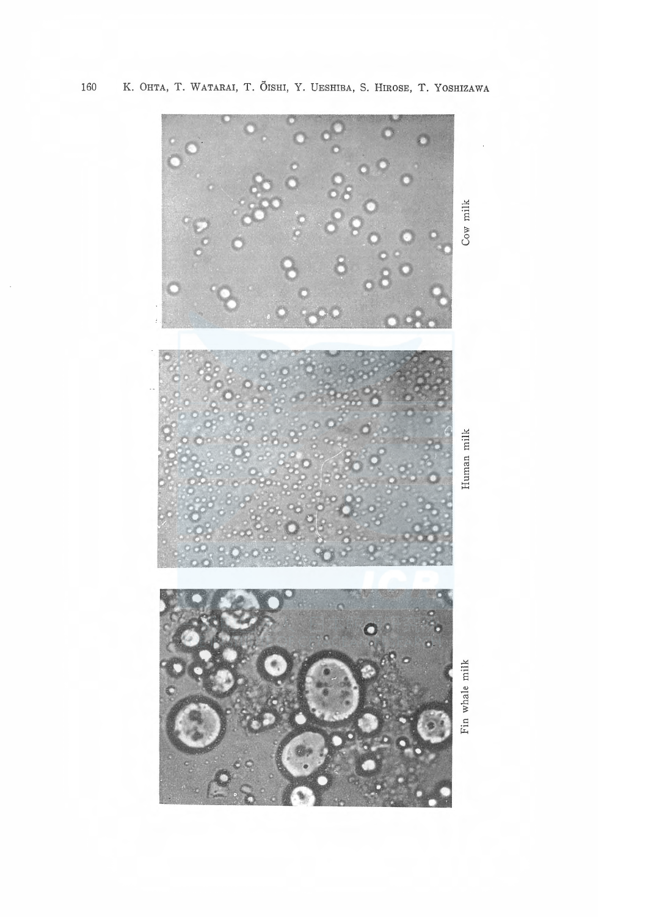Cow milk

Human milk

Fin whale milk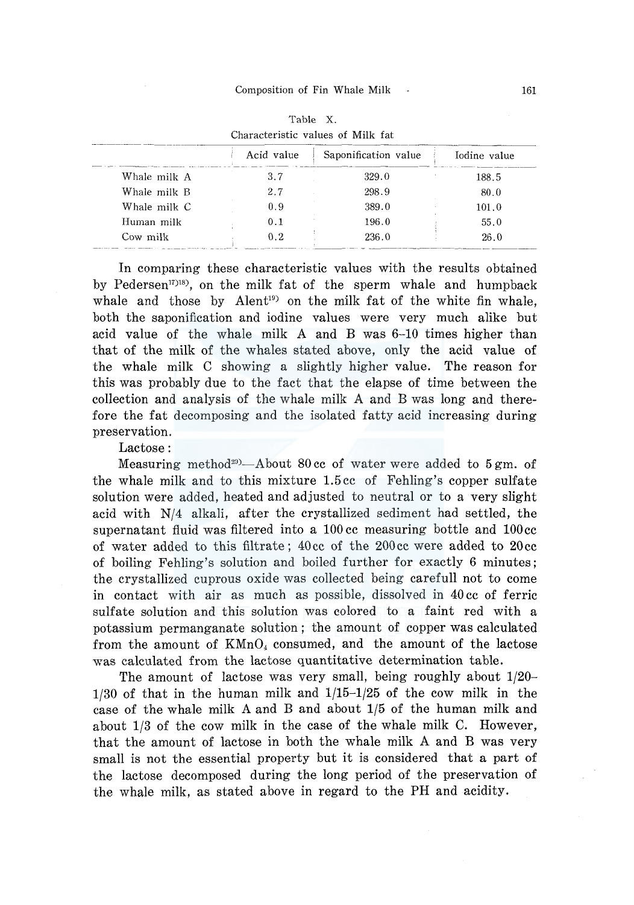Table X.
Characteristic values of Milk fat

| | Acid value | Saponification value | Iodine value |
|---|---|---|---|
| Whale milk A | 3.7 | 329.0 | 188.5 |
| Whale milk B | 2.7 | 298.9 | 80.0 |
| Whale milk C | 0.9 | 389.0 | 101.0 |
| Human milk | 0.1 | 196.0 | 55.0 |
| Cow milk | 0.2 | 236.0 | 26.0 |

In comparing these characteristic values with the results obtained by Pedersen[17][18], on the milk fat of the sperm whale and humpback whale and those by Alent[19] on the milk fat of the white fin whale, both the saponification and iodine values were very much alike but acid value of the whale milk A and B was 6–10 times higher than that of the milk of the whales stated above, only the acid value of the whale milk C showing a slightly higher value. The reason for this was probably due to the fact that the elapse of time between the collection and analysis of the whale milk A and B was long and therefore the fat decomposing and the isolated fatty acid increasing during preservation.

Lactose:

Measuring method[20]—About 80 cc of water were added to 5 gm. of the whale milk and to this mixture 1.5 cc of Fehling's copper sulfate solution were added, heated and adjusted to neutral or to a very slight acid with N/4 alkali, after the crystallized sediment had settled, the supernatant fluid was filtered into a 100 cc measuring bottle and 100 cc of water added to this filtrate; 40 cc of the 200 cc were added to 20 cc of boiling Fehling's solution and boiled further for exactly 6 minutes; the crystallized cuprous oxide was collected being carefull not to come in contact with air as much as possible, dissolved in 40 cc of ferric sulfate solution and this solution was colored to a faint red with a potassium permanganate solution; the amount of copper was calculated from the amount of $KMnO_4$ consumed, and the amount of the lactose was calculated from the lactose quantitative determination table.

The amount of lactose was very small, being roughly about 1/20–1/30 of that in the human milk and 1/15–1/25 of the cow milk in the case of the whale milk A and B and about 1/5 of the human milk and about 1/3 of the cow milk in the case of the whale milk C. However, that the amount of lactose in both the whale milk A and B was very small is not the essential property but it is considered that a part of the lactose decomposed during the long period of the preservation of the whale milk, as stated above in regard to the PH and acidity.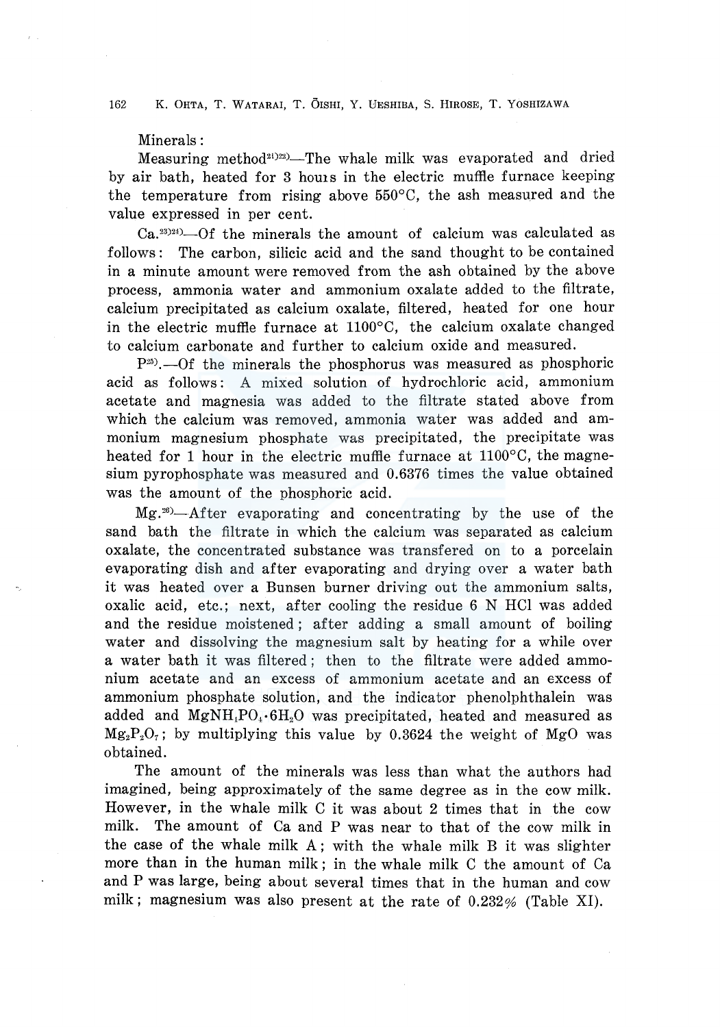Minerals:

Measuring method[21)22)]—The whale milk was evaporated and dried by air bath, heated for 3 hours in the electric muffle furnace keeping the temperature from rising above 550°C, the ash measured and the value expressed in per cent.

Ca.[23)24)]—Of the minerals the amount of calcium was calculated as follows: The carbon, silicic acid and the sand thought to be contained in a minute amount were removed from the ash obtained by the above process, ammonia water and ammonium oxalate added to the filtrate, calcium precipitated as calcium oxalate, filtered, heated for one hour in the electric muffle furnace at 1100°C, the calcium oxalate changed to calcium carbonate and further to calcium oxide and measured.

P[25)].—Of the minerals the phosphorus was measured as phosphoric acid as follows: A mixed solution of hydrochloric acid, ammonium acetate and magnesia was added to the filtrate stated above from which the calcium was removed, ammonia water was added and ammonium magnesium phosphate was precipitated, the precipitate was heated for 1 hour in the electric muffle furnace at 1100°C, the magnesium pyrophosphate was measured and 0.6376 times the value obtained was the amount of the phosphoric acid.

Mg.[26)]—After evaporating and concentrating by the use of the sand bath the filtrate in which the calcium was separated as calcium oxalate, the concentrated substance was transfered on to a porcelain evaporating dish and after evaporating and drying over a water bath it was heated over a Bunsen burner driving out the ammonium salts, oxalic acid, etc.; next, after cooling the residue 6 N HCl was added and the residue moistened; after adding a small amount of boiling water and dissolving the magnesium salt by heating for a while over a water bath it was filtered; then to the filtrate were added ammonium acetate and an excess of ammonium acetate and an excess of ammonium phosphate solution, and the indicator phenolphthalein was added and $MgNH_4PO_4 \cdot 6H_2O$ was precipitated, heated and measured as $Mg_2P_2O_7$; by multiplying this value by 0.3624 the weight of MgO was obtained.

The amount of the minerals was less than what the authors had imagined, being approximately of the same degree as in the cow milk. However, in the whale milk C it was about 2 times that in the cow milk. The amount of Ca and P was near to that of the cow milk in the case of the whale milk A; with the whale milk B it was slighter more than in the human milk; in the whale milk C the amount of Ca and P was large, being about several times that in the human and cow milk; magnesium was also present at the rate of 0.232% (Table XI).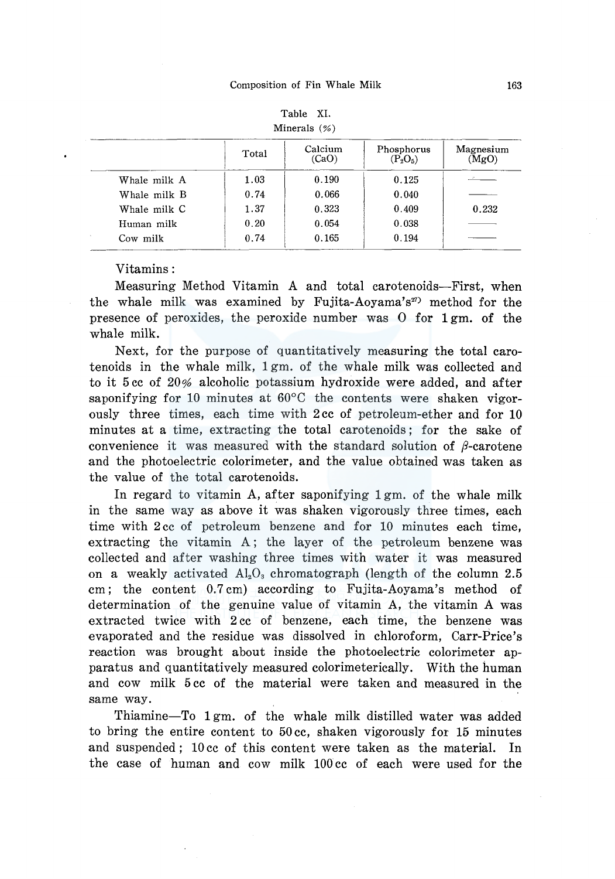Table XI.
Minerals (%)

| | Total | Calcium ($CaO$) | Phosphorus ($P_2O_5$) | Magnesium ($MgO$) |
|---|---|---|---|---|
| Whale milk A | 1.03 | 0.190 | 0.125 | —— |
| Whale milk B | 0.74 | 0.066 | 0.040 | —— |
| Whale milk C | 1.37 | 0.323 | 0.409 | 0.232 |
| Human milk | 0.20 | 0.054 | 0.038 | —— |
| Cow milk | 0.74 | 0.165 | 0.194 | —— |

Vitamins:

Measuring Method Vitamin A and total carotenoids—First, when the whale milk was examined by Fujita-Aoyama's[27] method for the presence of peroxides, the peroxide number was 0 for 1 gm. of the whale milk.

Next, for the purpose of quantitatively measuring the total carotenoids in the whale milk, 1 gm. of the whale milk was collected and to it 5 cc of 20% alcoholic potassium hydroxide were added, and after saponifying for 10 minutes at 60°C the contents were shaken vigorously three times, each time with 2 cc of petroleum-ether and for 10 minutes at a time, extracting the total carotenoids; for the sake of convenience it was measured with the standard solution of $\beta$-carotene and the photoelectric colorimeter, and the value obtained was taken as the value of the total carotenoids.

In regard to vitamin A, after saponifying 1 gm. of the whale milk in the same way as above it was shaken vigorously three times, each time with 2 cc of petroleum benzene and for 10 minutes each time, extracting the vitamin A; the layer of the petroleum benzene was collected and after washing three times with water it was measured on a weakly activated $Al_2O_3$ chromatograph (length of the column 2.5 cm; the content 0.7 cm) according to Fujita-Aoyama's method of determination of the genuine value of vitamin A, the vitamin A was extracted twice with 2 cc of benzene, each time, the benzene was evaporated and the residue was dissolved in chloroform, Carr-Price's reaction was brought about inside the photoelectric colorimeter apparatus and quantitatively measured colorimeterically. With the human and cow milk 5 cc of the material were taken and measured in the same way.

Thiamine—To 1 gm. of the whale milk distilled water was added to bring the entire content to 50 cc, shaken vigorously for 15 minutes and suspended; 10 cc of this content were taken as the material. In the case of human and cow milk 100 cc of each were used for the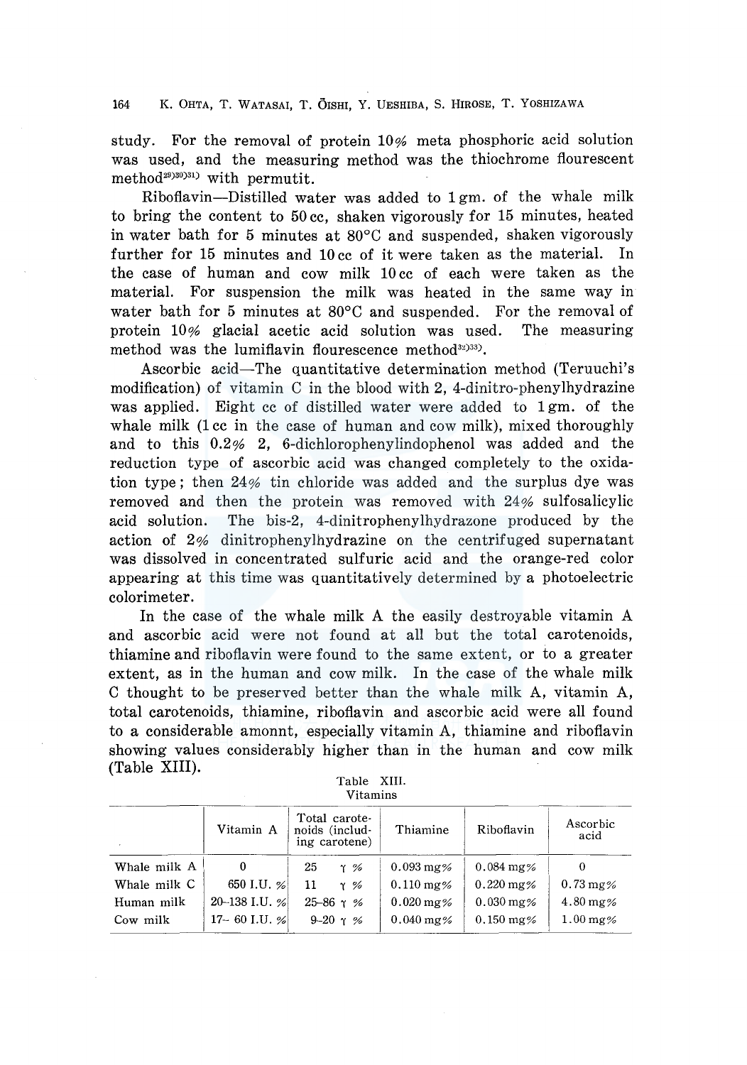study. For the removal of protein 10% meta phosphoric acid solution was used, and the measuring method was the thiochrome flourescent method[29][30][31] with permutit.

Riboflavin—Distilled water was added to 1 gm. of the whale milk to bring the content to 50 cc, shaken vigorously for 15 minutes, heated in water bath for 5 minutes at 80°C and suspended, shaken vigorously further for 15 minutes and 10 cc of it were taken as the material. In the case of human and cow milk 10 cc of each were taken as the material. For suspension the milk was heated in the same way in water bath for 5 minutes at 80°C and suspended. For the removal of protein 10% glacial acetic acid solution was used. The measuring method was the lumiflavin flourescence method[32][33].

Ascorbic acid—The quantitative determination method (Teruuchi's modification) of vitamin C in the blood with 2, 4-dinitro-phenylhydrazine was applied. Eight cc of distilled water were added to 1 gm. of the whale milk (1 cc in the case of human and cow milk), mixed thoroughly and to this 0.2% 2, 6-dichlorophenylindophenol was added and the reduction type of ascorbic acid was changed completely to the oxidation type; then 24% tin chloride was added and the surplus dye was removed and then the protein was removed with 24% sulfosalicylic acid solution. The bis-2, 4-dinitrophenylhydrazone produced by the action of 2% dinitrophenylhydrazine on the centrifuged supernatant was dissolved in concentrated sulfuric acid and the orange-red color appearing at this time was quantitatively determined by a photoelectric colorimeter.

In the case of the whale milk A the easily destroyable vitamin A and ascorbic acid were not found at all but the total carotenoids, thiamine and riboflavin were found to the same extent, or to a greater extent, as in the human and cow milk. In the case of the whale milk C thought to be preserved better than the whale milk A, vitamin A, total carotenoids, thiamine, riboflavin and ascorbic acid were all found to a considerable amonnt, especially vitamin A, thiamine and riboflavin showing values considerably higher than in the human and cow milk (Table XIII).

Table XIII.
Vitamins

| | Vitamin A | Total carotenoids (including carotene) | Thiamine | Riboflavin | Ascorbic acid |
|---|---|---|---|---|---|
| Whale milk A | 0 | 25 γ % | 0.093 mg% | 0.084 mg% | 0 |
| Whale milk C | 650 I.U. % | 11 γ % | 0.110 mg% | 0.220 mg% | 0.73 mg% |
| Human milk | 20–138 I.U. % | 25–86 γ % | 0.020 mg% | 0.030 mg% | 4.80 mg% |
| Cow milk | 17– 60 I.U. % | 9–20 γ % | 0.040 mg% | 0.150 mg% | 1.00 mg% |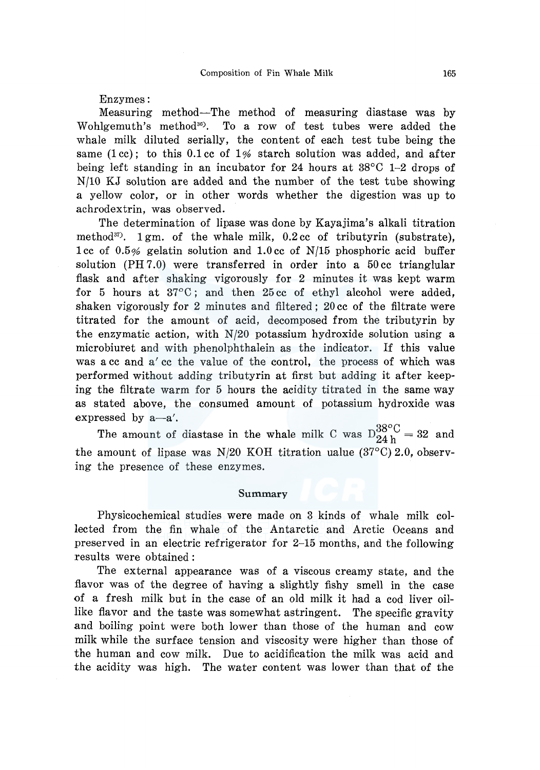Enzymes:

Measuring method—The method of measuring diastase was by Wohlgemuth's method[36]. To a row of test tubes were added the whale milk diluted serially, the content of each test tube being the same (1 cc); to this 0.1 cc of 1% starch solution was added, and after being left standing in an incubator for 24 hours at 38°C 1–2 drops of N/10 KJ solution are added and the number of the test tube showing a yellow color, or in other words whether the digestion was up to achrodextrin, was observed.

The determination of lipase was done by Kayajima's alkali titration method[37]. 1 gm. of the whale milk, 0.2 cc of tributyrin (substrate), 1 cc of 0.5% gelatin solution and 1.0 cc of N/15 phosphoric acid buffer solution (PH 7.0) were transferred in order into a 50 cc trianglular flask and after shaking vigorously for 2 minutes it was kept warm for 5 hours at 37°C; and then 25 cc of ethyl alcohol were added, shaken vigorously for 2 minutes and filtered; 20 cc of the filtrate were titrated for the amount of acid, decomposed from the tributyrin by the enzymatic action, with N/20 potassium hydroxide solution using a microbiuret and with phenolphthalein as the indicator. If this value was a cc and a′ cc the value of the control, the process of which was performed without adding tributyrin at first but adding it after keeping the filtrate warm for 5 hours the acidity titrated in the same way as stated above, the consumed amount of potassium hydroxide was expressed by a—a′.

The amount of diastase in the whale milk C was $D^{38°C}_{24\,h} = 32$ and the amount of lipase was N/20 KOH titration ualue (37°C) 2.0, observing the presence of these enzymes.

## Summary

Physicochemical studies were made on 3 kinds of whale milk collected from the fin whale of the Antarctic and Arctic Oceans and preserved in an electric refrigerator for 2–15 months, and the following results were obtained:

The external appearance was of a viscous creamy state, and the flavor was of the degree of having a slightly fishy smell in the case of a fresh milk but in the case of an old milk it had a cod liver oil-like flavor and the taste was somewhat astringent. The specific gravity and boiling point were both lower than those of the human and cow milk while the surface tension and viscosity were higher than those of the human and cow milk. Due to acidification the milk was acid and the acidity was high. The water content was lower than that of the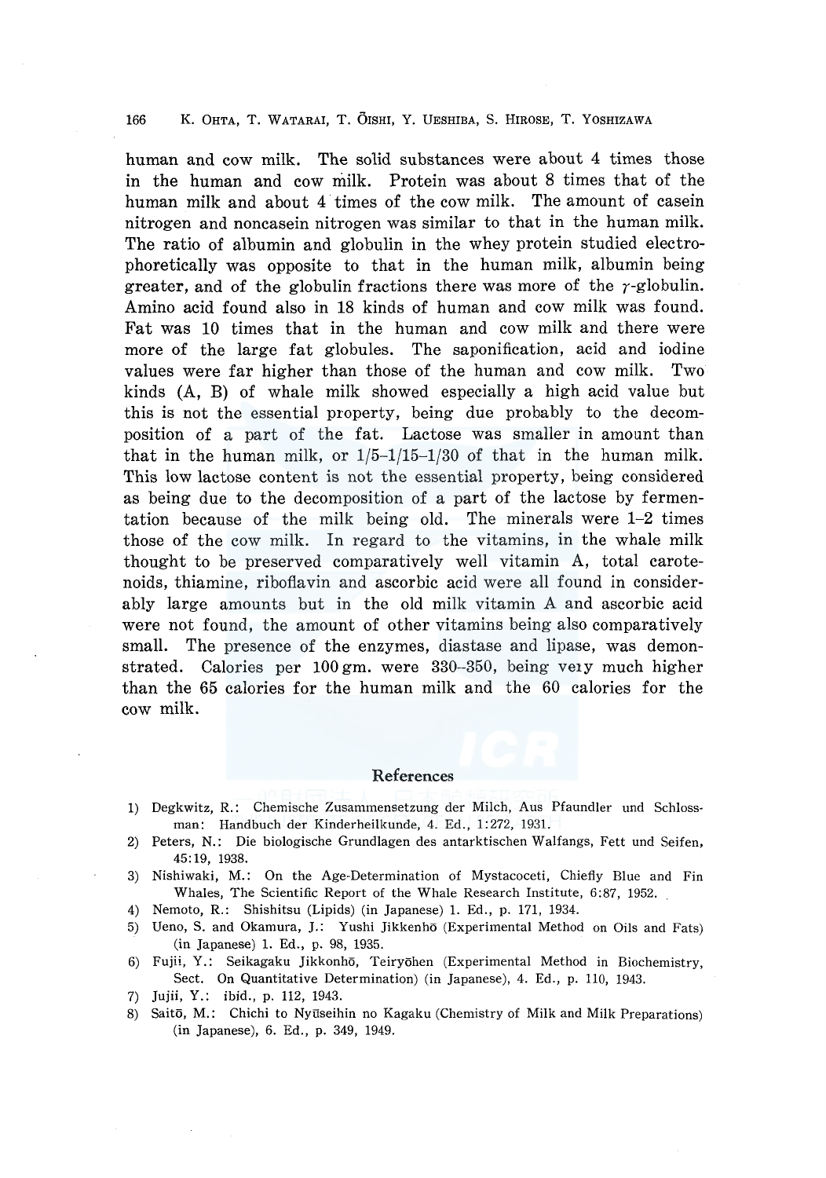human and cow milk. The solid substances were about 4 times those in the human and cow milk. Protein was about 8 times that of the human milk and about 4 times of the cow milk. The amount of casein nitrogen and noncasein nitrogen was similar to that in the human milk. The ratio of albumin and globulin in the whey protein studied electrophoretically was opposite to that in the human milk, albumin being greater, and of the globulin fractions there was more of the $\gamma$-globulin. Amino acid found also in 18 kinds of human and cow milk was found. Fat was 10 times that in the human and cow milk and there were more of the large fat globules. The saponification, acid and iodine values were far higher than those of the human and cow milk. Two kinds (A, B) of whale milk showed especially a high acid value but this is not the essential property, being due probably to the decomposition of a part of the fat. Lactose was smaller in amount than that in the human milk, or 1/5–1/15–1/30 of that in the human milk. This low lactose content is not the essential property, being considered as being due to the decomposition of a part of the lactose by fermentation because of the milk being old. The minerals were 1–2 times those of the cow milk. In regard to the vitamins, in the whale milk thought to be preserved comparatively well vitamin A, total carotenoids, thiamine, riboflavin and ascorbic acid were all found in considerably large amounts but in the old milk vitamin A and ascorbic acid were not found, the amount of other vitamins being also comparatively small. The presence of the enzymes, diastase and lipase, was demonstrated. Calories per 100 gm. were 330–350, being veiy much higher than the 65 calories for the human milk and the 60 calories for the cow milk.

## References

1) Degkwitz, R.: Chemische Zusammensetzung der Milch, Aus Pfaundler und Schlossman: Handbuch der Kinderheilkunde, 4. Ed., 1:272, 1931.
2) Peters, N.: Die biologische Grundlagen des antarktischen Walfangs, Fett und Seifen, 45:19, 1938.
3) Nishiwaki, M.: On the Age-Determination of Mystacoceti, Chiefly Blue and Fin Whales, The Scientific Report of the Whale Research Institute, 6:87, 1952.
4) Nemoto, R.: Shishitsu (Lipids) (in Japanese) 1. Ed., p. 171, 1934.
5) Ueno, S. and Okamura, J.: Yushi Jikkenhō (Experimental Method on Oils and Fats) (in Japanese) 1. Ed., p. 98, 1935.
6) Fujii, Y.: Seikagaku Jikkonhō, Teiryōhen (Experimental Method in Biochemistry, Sect. On Quantitative Determination) (in Japanese), 4. Ed., p. 110, 1943.
7) Jujii, Y.: ibid., p. 112, 1943.
8) Saitō, M.: Chichi to Nyūseihin no Kagaku (Chemistry of Milk and Milk Preparations) (in Japanese), 6. Ed., p. 349, 1949.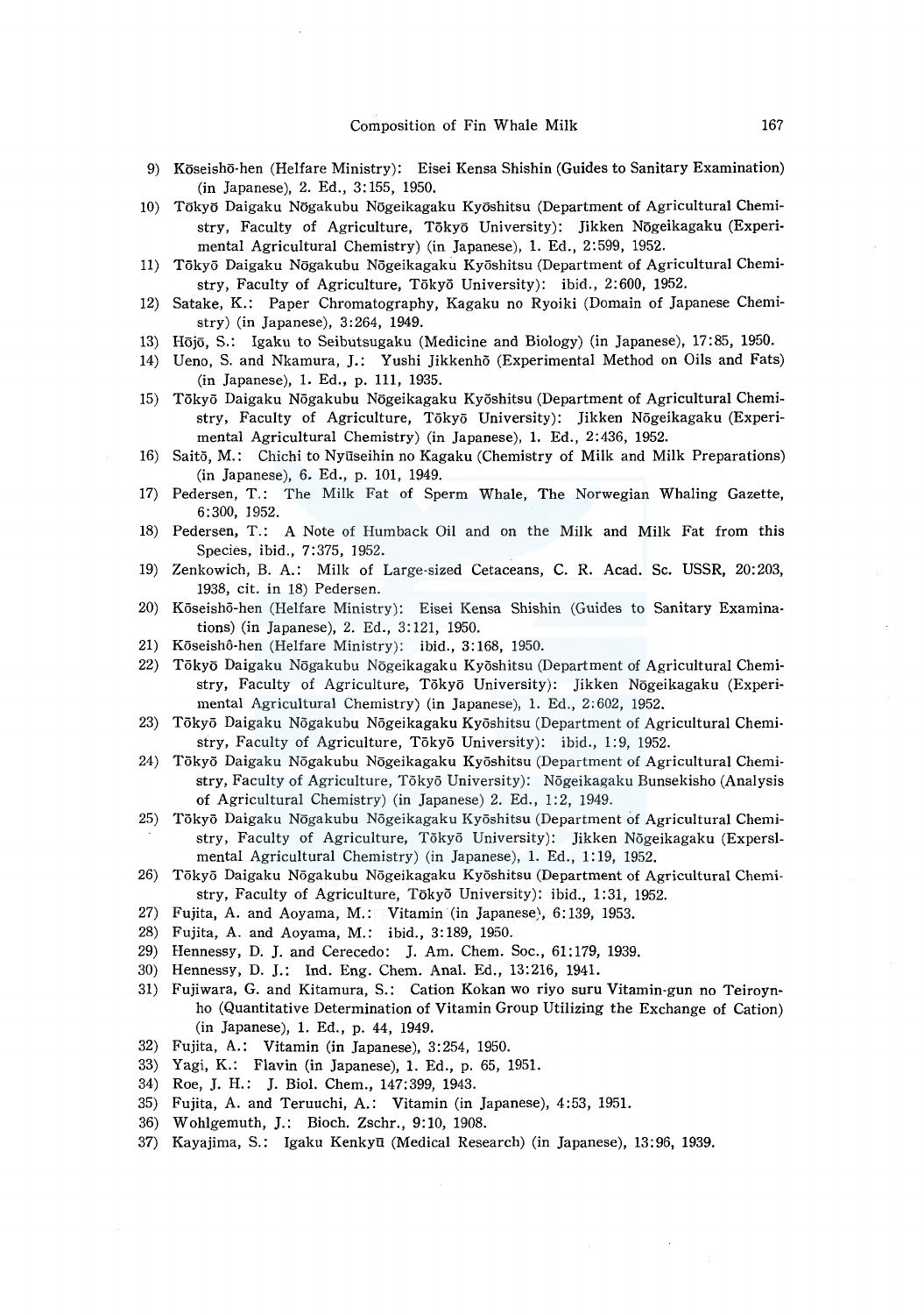9) Kōseishō-hen (Helfare Ministry): Eisei Kensa Shishin (Guides to Sanitary Examination) (in Japanese), 2. Ed., 3:155, 1950.
10) Tōkyō Daigaku Nōgakubu Nōgeikagaku Kyōshitsu (Department of Agricultural Chemistry, Faculty of Agriculture, Tōkyō University): Jikken Nōgeikagaku (Experimental Agricultural Chemistry) (in Japanese), 1. Ed., 2:599, 1952.
11) Tōkyō Daigaku Nōgakubu Nōgeikagaku Kyōshitsu (Department of Agricultural Chemistry, Faculty of Agriculture, Tōkyō University): ibid., 2:600, 1952.
12) Satake, K.: Paper Chromatography, Kagaku no Ryoiki (Domain of Japanese Chemistry) (in Japanese), 3:264, 1949.
13) Hōjō, S.: Igaku to Seibutsugaku (Medicine and Biology) (in Japanese), 17:85, 1950.
14) Ueno, S. and Nkamura, J.: Yushi Jikkenhō (Experimental Method on Oils and Fats) (in Japanese), 1. Ed., p. 111, 1935.
15) Tōkyō Daigaku Nōgakubu Nōgeikagaku Kyōshitsu (Department of Agricultural Chemistry, Faculty of Agriculture, Tōkyō University): Jikken Nōgeikagaku (Experimental Agricultural Chemistry) (in Japanese), 1. Ed., 2:436, 1952.
16) Saitō, M.: Chichi to Nyūseihin no Kagaku (Chemistry of Milk and Milk Preparations) (in Japanese), 6. Ed., p. 101, 1949.
17) Pedersen, T.: The Milk Fat of Sperm Whale, The Norwegian Whaling Gazette, 6:300, 1952.
18) Pedersen, T.: A Note of Humback Oil and on the Milk and Milk Fat from this Species, ibid., 7:375, 1952.
19) Zenkowich, B. A.: Milk of Large-sized Cetaceans, C. R. Acad. Sc. USSR, 20:203, 1938, cit. in 18) Pedersen.
20) Kōseishō-hen (Helfare Ministry): Eisei Kensa Shishin (Guides to Sanitary Examinations) (in Japanese), 2. Ed., 3:121, 1950.
21) Kōseishô-hen (Helfare Ministry): ibid., 3:168, 1950.
22) Tōkyō Daigaku Nōgakubu Nōgeikagaku Kyōshitsu (Department of Agricultural Chemistry, Faculty of Agriculture, Tōkyō University): Jikken Nōgeikagaku (Experimental Agricultural Chemistry) (in Japanese), 1. Ed., 2:602, 1952.
23) Tōkyō Daigaku Nōgakubu Nōgeikagaku Kyōshitsu (Department of Agricultural Chemistry, Faculty of Agriculture, Tōkyō University): ibid., 1:9, 1952.
24) Tōkyō Daigaku Nōgakubu Nōgeikagaku Kyōshitsu (Department of Agricultural Chemistry, Faculty of Agriculture, Tōkyō University): Nōgeikagaku Bunsekisho (Analysis of Agricultural Chemistry) (in Japanese) 2. Ed., 1:2, 1949.
25) Tōkyō Daigaku Nōgakubu Nōgeikagaku Kyōshitsu (Department of Agricultural Chemistry, Faculty of Agriculture, Tōkyō University): Jikken Nōgeikagaku (Expersl-mental Agricultural Chemistry) (in Japanese), 1. Ed., 1:19, 1952.
26) Tōkyō Daigaku Nōgakubu Nōgeikagaku Kyōshitsu (Department of Agricultural Chemistry, Faculty of Agriculture, Tōkyō University): ibid., 1:31, 1952.
27) Fujita, A. and Aoyama, M.: Vitamin (in Japanese), 6:139, 1953.
28) Fujita, A. and Aoyama, M.: ibid., 3:189, 1950.
29) Hennessy, D. J. and Cerecedo: J. Am. Chem. Soc., 61:179, 1939.
30) Hennessy, D. J.: Ind. Eng. Chem. Anal. Ed., 13:216, 1941.
31) Fujiwara, G. and Kitamura, S.: Cation Kokan wo riyo suru Vitamin-gun no Teiroynho (Quantitative Determination of Vitamin Group Utilizing the Exchange of Cation) (in Japanese), 1. Ed., p. 44, 1949.
32) Fujita, A.: Vitamin (in Japanese), 3:254, 1950.
33) Yagi, K.: Flavin (in Japanese), 1. Ed., p. 65, 1951.
34) Roe, J. H.: J. Biol. Chem., 147:399, 1943.
35) Fujita, A. and Teruuchi, A.: Vitamin (in Japanese), 4:53, 1951.
36) Wohlgemuth, J.: Bioch. Zschr., 9:10, 1908.
37) Kayajima, S.: Igaku Kenkyū (Medical Research) (in Japanese), 13:96, 1939.